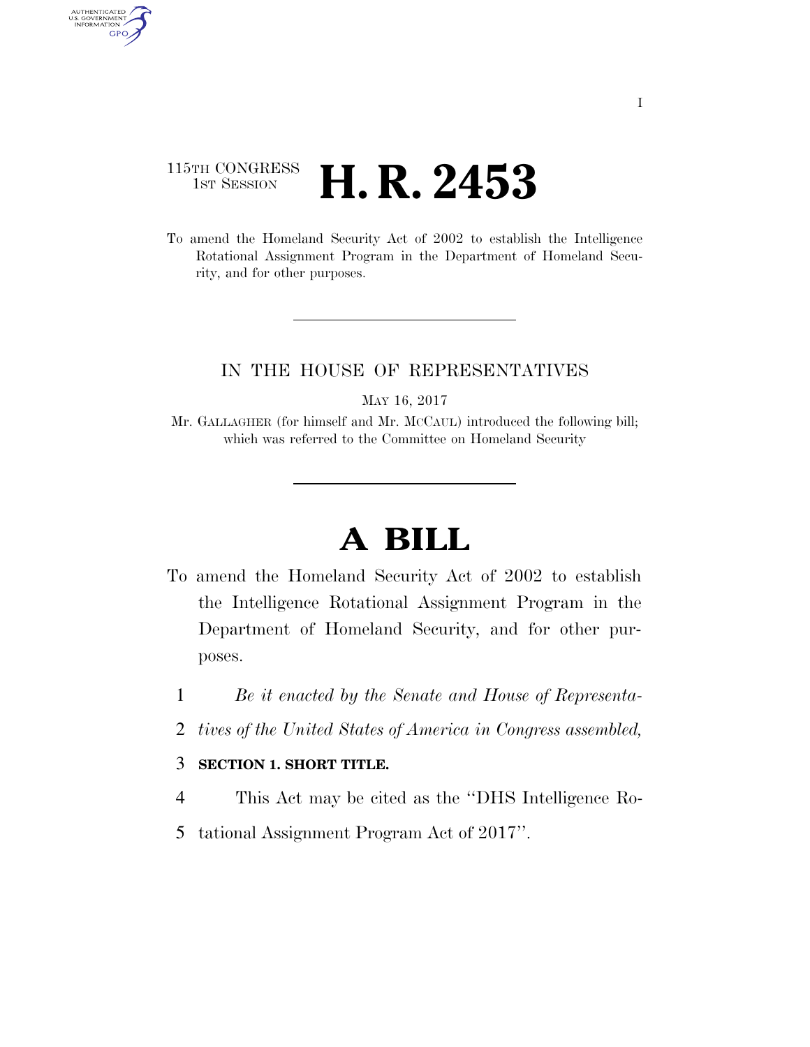115TH CONGRESS
1ST SESSION

# H. R. 2453

To amend the Homeland Security Act of 2002 to establish the Intelligence Rotational Assignment Program in the Department of Homeland Security, and for other purposes.

IN THE HOUSE OF REPRESENTATIVES

MAY 16, 2017

Mr. GALLAGHER (for himself and Mr. MCCAUL) introduced the following bill; which was referred to the Committee on Homeland Security

# A BILL

To amend the Homeland Security Act of 2002 to establish the Intelligence Rotational Assignment Program in the Department of Homeland Security, and for other purposes.

1 *Be it enacted by the Senate and House of Representa-*
2 *tives of the United States of America in Congress assembled,*

3 **SECTION 1. SHORT TITLE.**

4 This Act may be cited as the "DHS Intelligence Ro-
5 tational Assignment Program Act of 2017".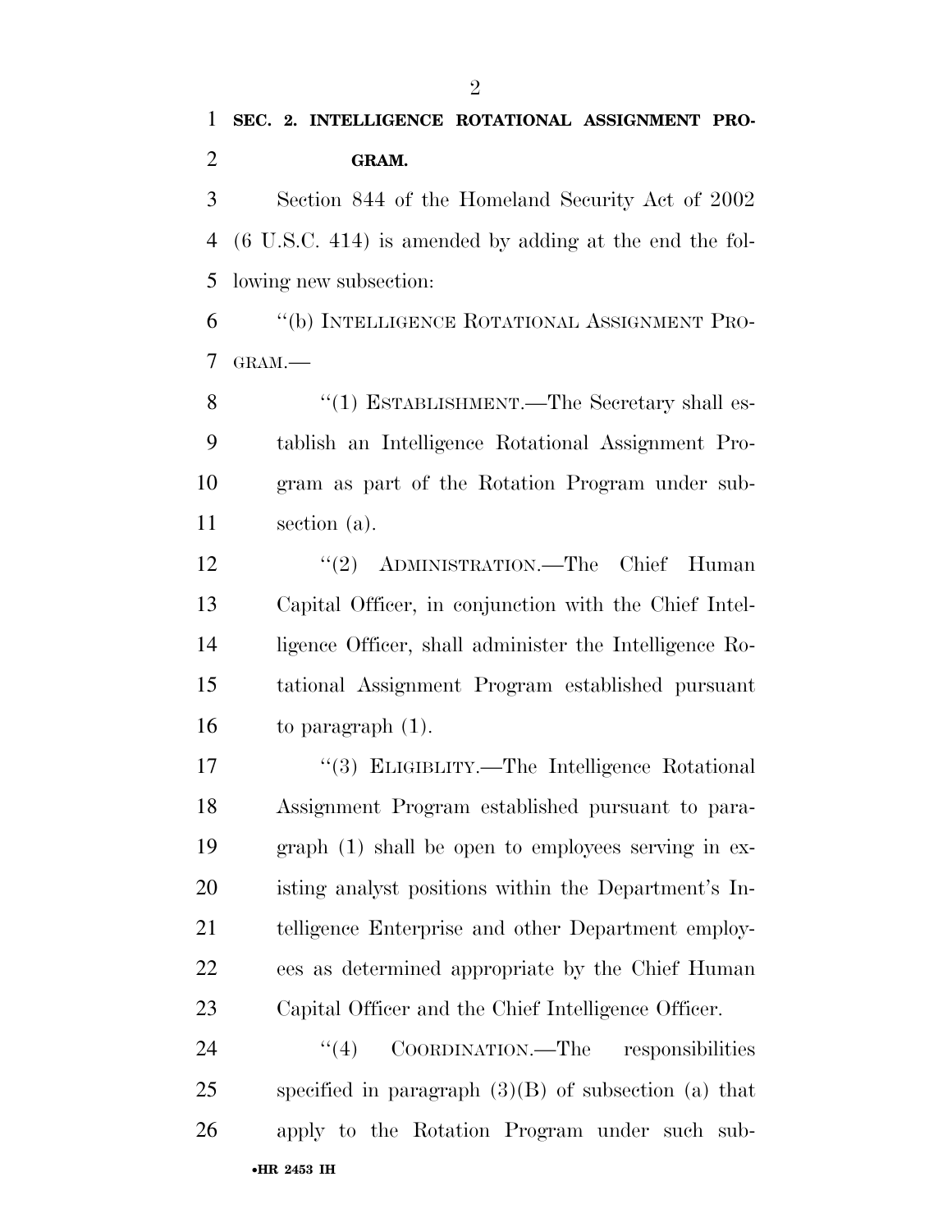**SEC. 2. INTELLIGENCE ROTATIONAL ASSIGNMENT PROGRAM.**

Section 844 of the Homeland Security Act of 2002 (6 U.S.C. 414) is amended by adding at the end the following new subsection:

"(b) INTELLIGENCE ROTATIONAL ASSIGNMENT PROGRAM.—

"(1) ESTABLISHMENT.—The Secretary shall establish an Intelligence Rotational Assignment Program as part of the Rotation Program under subsection (a).

"(2) ADMINISTRATION.—The Chief Human Capital Officer, in conjunction with the Chief Intelligence Officer, shall administer the Intelligence Rotational Assignment Program established pursuant to paragraph (1).

"(3) ELIGIBLITY.—The Intelligence Rotational Assignment Program established pursuant to paragraph (1) shall be open to employees serving in existing analyst positions within the Department's Intelligence Enterprise and other Department employees as determined appropriate by the Chief Human Capital Officer and the Chief Intelligence Officer.

"(4) COORDINATION.—The responsibilities specified in paragraph (3)(B) of subsection (a) that apply to the Rotation Program under such sub-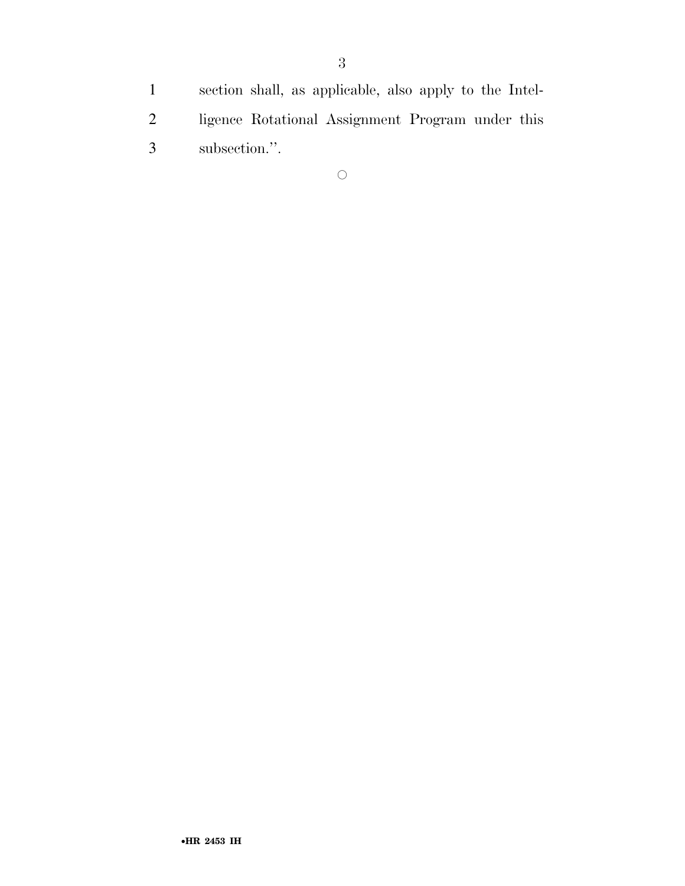section shall, as applicable, also apply to the Intelligence Rotational Assignment Program under this subsection.''.